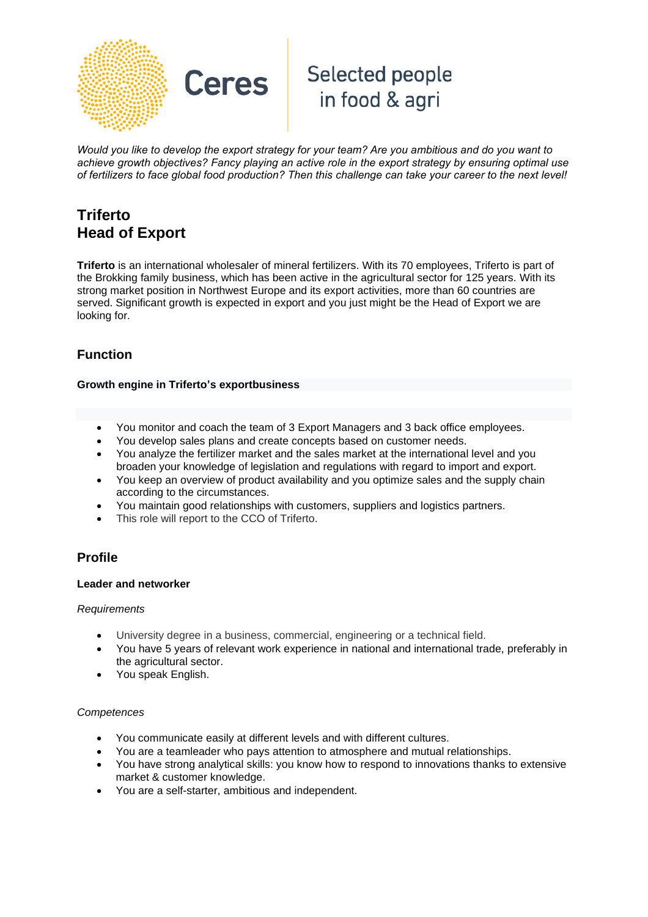Ceres

Selected people in food & agri

*Would you like to develop the export strategy for your team? Are you ambitious and do you want to achieve growth objectives? Fancy playing an active role in the export strategy by ensuring optimal use of fertilizers to face global food production? Then this challenge can take your career to the next level!*

# Triferto
# Head of Export

**Triferto** is an international wholesaler of mineral fertilizers. With its 70 employees, Triferto is part of the Brokking family business, which has been active in the agricultural sector for 125 years. With its strong market position in Northwest Europe and its export activities, more than 60 countries are served. Significant growth is expected in export and you just might be the Head of Export we are looking for.

## Function

**Growth engine in Triferto's exportbusiness**

- You monitor and coach the team of 3 Export Managers and 3 back office employees.
- You develop sales plans and create concepts based on customer needs.
- You analyze the fertilizer market and the sales market at the international level and you broaden your knowledge of legislation and regulations with regard to import and export.
- You keep an overview of product availability and you optimize sales and the supply chain according to the circumstances.
- You maintain good relationships with customers, suppliers and logistics partners.
- This role will report to the CCO of Triferto.

## Profile

**Leader and networker**

*Requirements*

- University degree in a business, commercial, engineering or a technical field.
- You have 5 years of relevant work experience in national and international trade, preferably in the agricultural sector.
- You speak English.

*Competences*

- You communicate easily at different levels and with different cultures.
- You are a teamleader who pays attention to atmosphere and mutual relationships.
- You have strong analytical skills: you know how to respond to innovations thanks to extensive market & customer knowledge.
- You are a self-starter, ambitious and independent.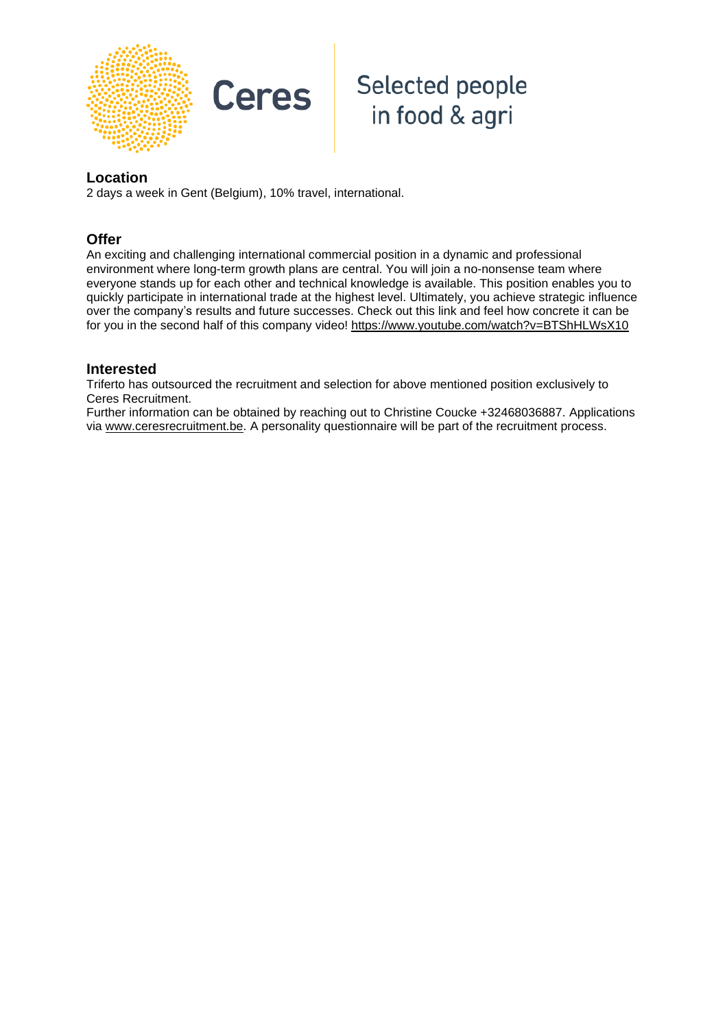Ceres

Selected people in food & agri

## Location

2 days a week in Gent (Belgium), 10% travel, international.

## Offer

An exciting and challenging international commercial position in a dynamic and professional environment where long-term growth plans are central. You will join a no-nonsense team where everyone stands up for each other and technical knowledge is available. This position enables you to quickly participate in international trade at the highest level. Ultimately, you achieve strategic influence over the company's results and future successes. Check out this link and feel how concrete it can be for you in the second half of this company video! https://www.youtube.com/watch?v=BTShHLWsX10

## Interested

Triferto has outsourced the recruitment and selection for above mentioned position exclusively to Ceres Recruitment.

Further information can be obtained by reaching out to Christine Coucke +32468036887. Applications via www.ceresrecruitment.be. A personality questionnaire will be part of the recruitment process.